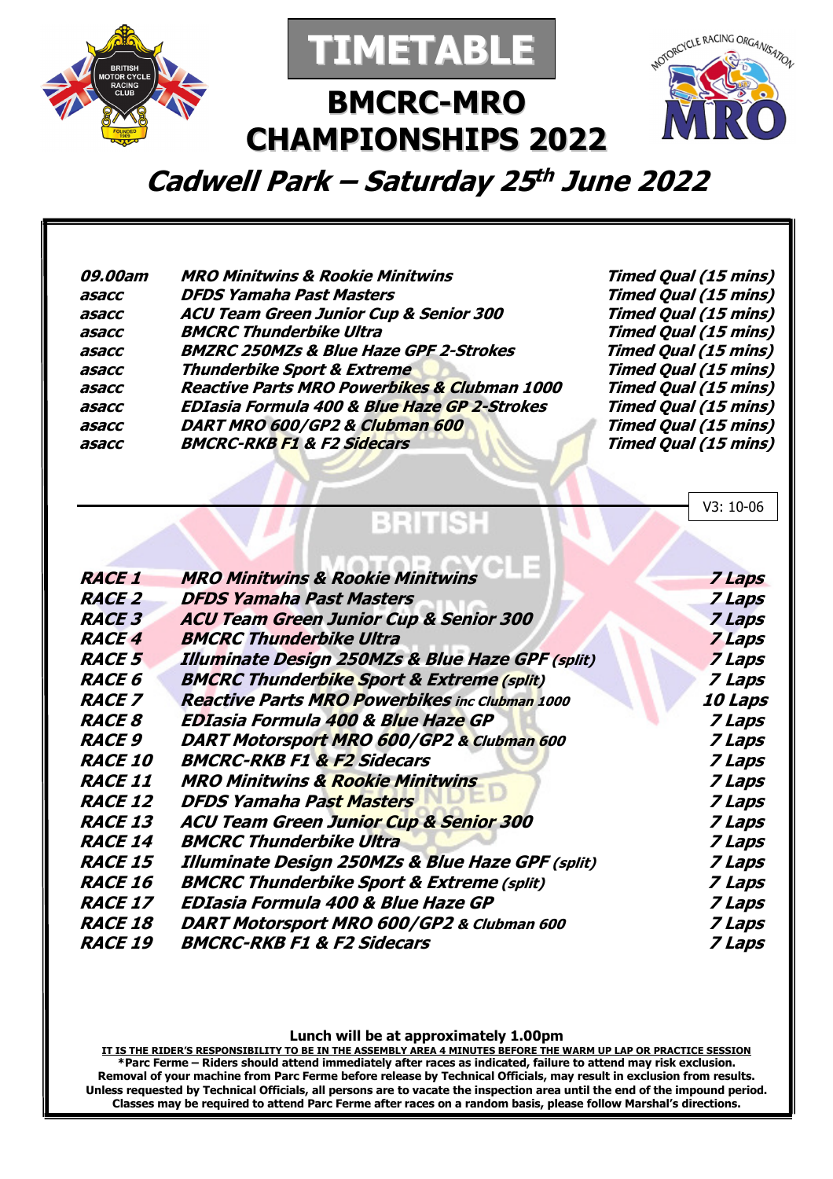# TIMETABLE

## BMCRC-MRO CHAMPIONSHIPS 2022

## *Cadwell Park – Saturday 25th June 2022*

| | | |
|---|---|---|
| ***09.00am*** | ***MRO Minitwins & Rookie Minitwins*** | ***Timed Qual (15 mins)*** |
| ***asacc*** | ***DFDS Yamaha Past Masters*** | ***Timed Qual (15 mins)*** |
| ***asacc*** | ***ACU Team Green Junior Cup & Senior 300*** | ***Timed Qual (15 mins)*** |
| ***asacc*** | ***BMCRC Thunderbike Ultra*** | ***Timed Qual (15 mins)*** |
| ***asacc*** | ***BMZRC 250MZs & Blue Haze GPF 2-Strokes*** | ***Timed Qual (15 mins)*** |
| ***asacc*** | ***Thunderbike Sport & Extreme*** | ***Timed Qual (15 mins)*** |
| ***asacc*** | ***Reactive Parts MRO Powerbikes & Clubman 1000*** | ***Timed Qual (15 mins)*** |
| ***asacc*** | ***EDIasia Formula 400 & Blue Haze GP 2-Strokes*** | ***Timed Qual (15 mins)*** |
| ***asacc*** | ***DART MRO 600/GP2 & Clubman 600*** | ***Timed Qual (15 mins)*** |
| ***asacc*** | ***BMCRC-RKB F1 & F2 Sidecars*** | ***Timed Qual (15 mins)*** |

V3: 10-06

| | | |
|---|---|---|
| ***RACE 1*** | ***MRO Minitwins & Rookie Minitwins*** | ***7 Laps*** |
| ***RACE 2*** | ***DFDS Yamaha Past Masters*** | ***7 Laps*** |
| ***RACE 3*** | ***ACU Team Green Junior Cup & Senior 300*** | ***7 Laps*** |
| ***RACE 4*** | ***BMCRC Thunderbike Ultra*** | ***7 Laps*** |
| ***RACE 5*** | ***Illuminate Design 250MZs & Blue Haze GPF (split)*** | ***7 Laps*** |
| ***RACE 6*** | ***BMCRC Thunderbike Sport & Extreme (split)*** | ***7 Laps*** |
| ***RACE 7*** | ***Reactive Parts MRO Powerbikes inc Clubman 1000*** | ***10 Laps*** |
| ***RACE 8*** | ***EDIasia Formula 400 & Blue Haze GP*** | ***7 Laps*** |
| ***RACE 9*** | ***DART Motorsport MRO 600/GP2 & Clubman 600*** | ***7 Laps*** |
| ***RACE 10*** | ***BMCRC-RKB F1 & F2 Sidecars*** | ***7 Laps*** |
| ***RACE 11*** | ***MRO Minitwins & Rookie Minitwins*** | ***7 Laps*** |
| ***RACE 12*** | ***DFDS Yamaha Past Masters*** | ***7 Laps*** |
| ***RACE 13*** | ***ACU Team Green Junior Cup & Senior 300*** | ***7 Laps*** |
| ***RACE 14*** | ***BMCRC Thunderbike Ultra*** | ***7 Laps*** |
| ***RACE 15*** | ***Illuminate Design 250MZs & Blue Haze GPF (split)*** | ***7 Laps*** |
| ***RACE 16*** | ***BMCRC Thunderbike Sport & Extreme (split)*** | ***7 Laps*** |
| ***RACE 17*** | ***EDIasia Formula 400 & Blue Haze GP*** | ***7 Laps*** |
| ***RACE 18*** | ***DART Motorsport MRO 600/GP2 & Clubman 600*** | ***7 Laps*** |
| ***RACE 19*** | ***BMCRC-RKB F1 & F2 Sidecars*** | ***7 Laps*** |

**Lunch will be at approximately 1.00pm**

**IT IS THE RIDER'S RESPONSIBILITY TO BE IN THE ASSEMBLY AREA 4 MINUTES BEFORE THE WARM UP LAP OR PRACTICE SESSION**

**\*Parc Ferme – Riders should attend immediately after races as indicated, failure to attend may risk exclusion. Removal of your machine from Parc Ferme before release by Technical Officials, may result in exclusion from results. Unless requested by Technical Officials, all persons are to vacate the inspection area until the end of the impound period. Classes may be required to attend Parc Ferme after races on a random basis, please follow Marshal's directions.**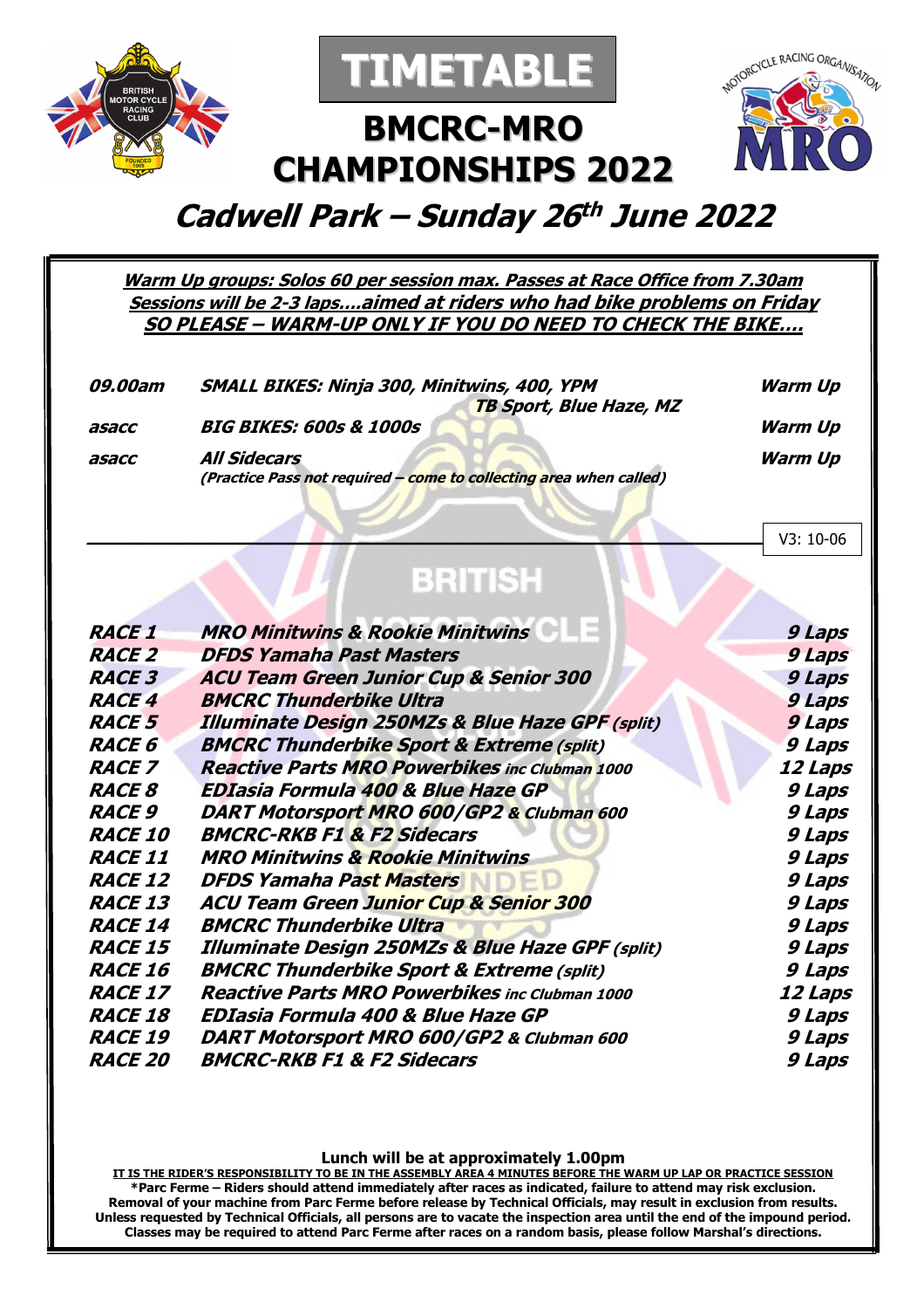# TIMETABLE

## BMCRC-MRO CHAMPIONSHIPS 2022

## *Cadwell Park – Sunday 26th June 2022*

***Warm Up groups: Solos 60 per session max. Passes at Race Office from 7.30am***
***Sessions will be 2-3 laps….aimed at riders who had bike problems on Friday***
***SO PLEASE – WARM-UP ONLY IF YOU DO NEED TO CHECK THE BIKE….***

| | | |
|---|---|---|
| ***09.00am*** | ***SMALL BIKES: Ninja 300, Minitwins, 400, YPM TB Sport, Blue Haze, MZ*** | ***Warm Up*** |
| ***asacc*** | ***BIG BIKES: 600s & 1000s*** | ***Warm Up*** |
| ***asacc*** | ***All Sidecars*** *(Practice Pass not required – come to collecting area when called)* | ***Warm Up*** |

V3: 10-06

| | | |
|---|---|---|
| ***RACE 1*** | ***MRO Minitwins & Rookie Minitwins*** | ***9 Laps*** |
| ***RACE 2*** | ***DFDS Yamaha Past Masters*** | ***9 Laps*** |
| ***RACE 3*** | ***ACU Team Green Junior Cup & Senior 300*** | ***9 Laps*** |
| ***RACE 4*** | ***BMCRC Thunderbike Ultra*** | ***9 Laps*** |
| ***RACE 5*** | ***Illuminate Design 250MZs & Blue Haze GPF (split)*** | ***9 Laps*** |
| ***RACE 6*** | ***BMCRC Thunderbike Sport & Extreme (split)*** | ***9 Laps*** |
| ***RACE 7*** | ***Reactive Parts MRO Powerbikes inc Clubman 1000*** | ***12 Laps*** |
| ***RACE 8*** | ***EDIasia Formula 400 & Blue Haze GP*** | ***9 Laps*** |
| ***RACE 9*** | ***DART Motorsport MRO 600/GP2 & Clubman 600*** | ***9 Laps*** |
| ***RACE 10*** | ***BMCRC-RKB F1 & F2 Sidecars*** | ***9 Laps*** |
| ***RACE 11*** | ***MRO Minitwins & Rookie Minitwins*** | ***9 Laps*** |
| ***RACE 12*** | ***DFDS Yamaha Past Masters*** | ***9 Laps*** |
| ***RACE 13*** | ***ACU Team Green Junior Cup & Senior 300*** | ***9 Laps*** |
| ***RACE 14*** | ***BMCRC Thunderbike Ultra*** | ***9 Laps*** |
| ***RACE 15*** | ***Illuminate Design 250MZs & Blue Haze GPF (split)*** | ***9 Laps*** |
| ***RACE 16*** | ***BMCRC Thunderbike Sport & Extreme (split)*** | ***9 Laps*** |
| ***RACE 17*** | ***Reactive Parts MRO Powerbikes inc Clubman 1000*** | ***12 Laps*** |
| ***RACE 18*** | ***EDIasia Formula 400 & Blue Haze GP*** | ***9 Laps*** |
| ***RACE 19*** | ***DART Motorsport MRO 600/GP2 & Clubman 600*** | ***9 Laps*** |
| ***RACE 20*** | ***BMCRC-RKB F1 & F2 Sidecars*** | ***9 Laps*** |

**Lunch will be at approximately 1.00pm**

**IT IS THE RIDER'S RESPONSIBILITY TO BE IN THE ASSEMBLY AREA 4 MINUTES BEFORE THE WARM UP LAP OR PRACTICE SESSION**

**\*Parc Ferme – Riders should attend immediately after races as indicated, failure to attend may risk exclusion. Removal of your machine from Parc Ferme before release by Technical Officials, may result in exclusion from results. Unless requested by Technical Officials, all persons are to vacate the inspection area until the end of the impound period. Classes may be required to attend Parc Ferme after races on a random basis, please follow Marshal's directions.**